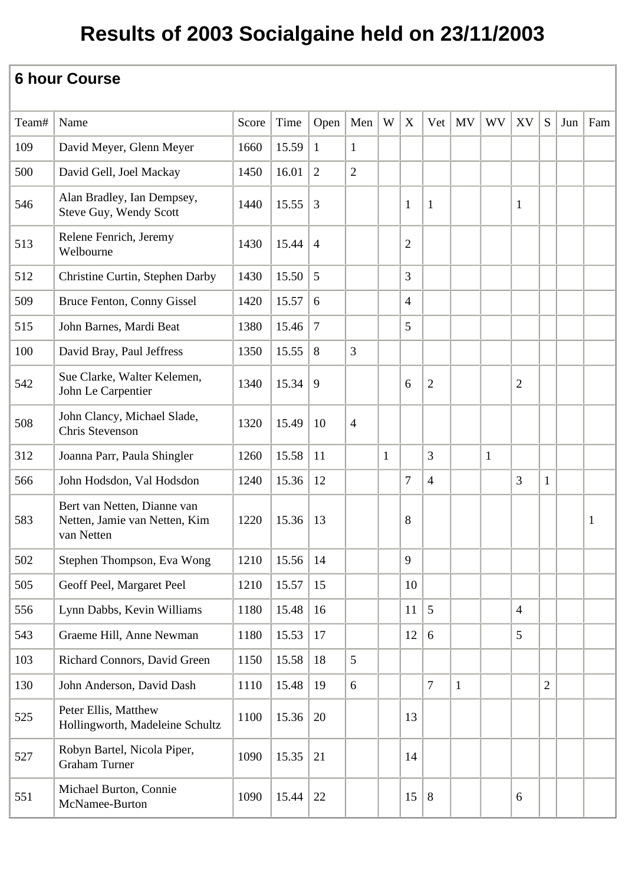# Results of 2003 Socialgaine held on 23/11/2003

## 6 hour Course

| Team# | Name | Score | Time | Open | Men | W | X | Vet | MV | WV | XV | S | Jun | Fam |
|---|---|---|---|---|---|---|---|---|---|---|---|---|---|---|
| 109 | David Meyer, Glenn Meyer | 1660 | 15.59 | 1 | 1 | | | | | | | | | |
| 500 | David Gell, Joel Mackay | 1450 | 16.01 | 2 | 2 | | | | | | | | | |
| 546 | Alan Bradley, Ian Dempsey, Steve Guy, Wendy Scott | 1440 | 15.55 | 3 | | | 1 | 1 | | | 1 | | | |
| 513 | Relene Fenrich, Jeremy Welbourne | 1430 | 15.44 | 4 | | | 2 | | | | | | | |
| 512 | Christine Curtin, Stephen Darby | 1430 | 15.50 | 5 | | | 3 | | | | | | | |
| 509 | Bruce Fenton, Conny Gissel | 1420 | 15.57 | 6 | | | 4 | | | | | | | |
| 515 | John Barnes, Mardi Beat | 1380 | 15.46 | 7 | | | 5 | | | | | | | |
| 100 | David Bray, Paul Jeffress | 1350 | 15.55 | 8 | 3 | | | | | | | | | |
| 542 | Sue Clarke, Walter Kelemen, John Le Carpentier | 1340 | 15.34 | 9 | | | 6 | 2 | | | 2 | | | |
| 508 | John Clancy, Michael Slade, Chris Stevenson | 1320 | 15.49 | 10 | 4 | | | | | | | | | |
| 312 | Joanna Parr, Paula Shingler | 1260 | 15.58 | 11 | | 1 | | 3 | | 1 | | | | |
| 566 | John Hodsdon, Val Hodsdon | 1240 | 15.36 | 12 | | | 7 | 4 | | | 3 | 1 | | |
| 583 | Bert van Netten, Dianne van Netten, Jamie van Netten, Kim van Netten | 1220 | 15.36 | 13 | | | 8 | | | | | | | 1 |
| 502 | Stephen Thompson, Eva Wong | 1210 | 15.56 | 14 | | | 9 | | | | | | | |
| 505 | Geoff Peel, Margaret Peel | 1210 | 15.57 | 15 | | | 10 | | | | | | | |
| 556 | Lynn Dabbs, Kevin Williams | 1180 | 15.48 | 16 | | | 11 | 5 | | | 4 | | | |
| 543 | Graeme Hill, Anne Newman | 1180 | 15.53 | 17 | | | 12 | 6 | | | 5 | | | |
| 103 | Richard Connors, David Green | 1150 | 15.58 | 18 | 5 | | | | | | | | | |
| 130 | John Anderson, David Dash | 1110 | 15.48 | 19 | 6 | | | 7 | 1 | | | 2 | | |
| 525 | Peter Ellis, Matthew Hollingworth, Madeleine Schultz | 1100 | 15.36 | 20 | | | 13 | | | | | | | |
| 527 | Robyn Bartel, Nicola Piper, Graham Turner | 1090 | 15.35 | 21 | | | 14 | | | | | | | |
| 551 | Michael Burton, Connie McNamee-Burton | 1090 | 15.44 | 22 | | | 15 | 8 | | | 6 | | | |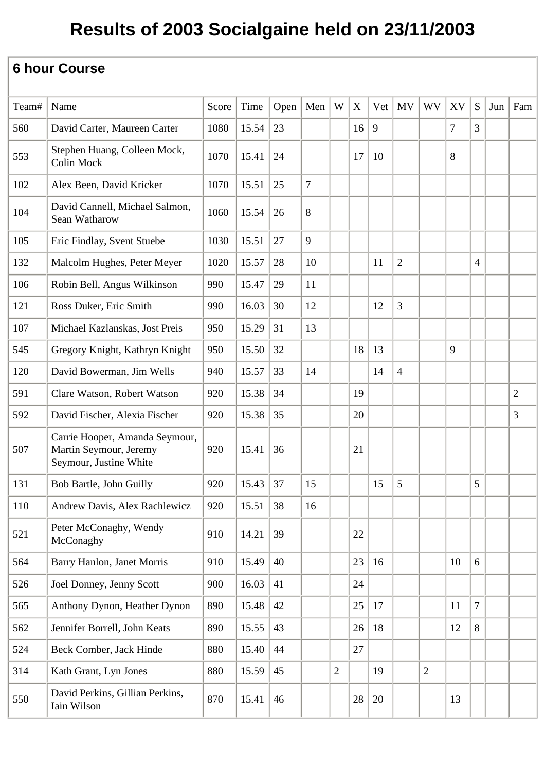# Results of 2003 Socialgaine held on 23/11/2003

## 6 hour Course

| Team# | Name | Score | Time | Open | Men | W | X | Vet | MV | WV | XV | S | Jun | Fam |
|---|---|---|---|---|---|---|---|---|---|---|---|---|---|---|
| 560 | David Carter, Maureen Carter | 1080 | 15.54 | 23 | | | 16 | 9 | | | 7 | 3 | | |
| 553 | Stephen Huang, Colleen Mock, Colin Mock | 1070 | 15.41 | 24 | | | 17 | 10 | | | 8 | | | |
| 102 | Alex Been, David Kricker | 1070 | 15.51 | 25 | 7 | | | | | | | | | |
| 104 | David Cannell, Michael Salmon, Sean Watharow | 1060 | 15.54 | 26 | 8 | | | | | | | | | |
| 105 | Eric Findlay, Svent Stuebe | 1030 | 15.51 | 27 | 9 | | | | | | | | | |
| 132 | Malcolm Hughes, Peter Meyer | 1020 | 15.57 | 28 | 10 | | | 11 | 2 | | | 4 | | |
| 106 | Robin Bell, Angus Wilkinson | 990 | 15.47 | 29 | 11 | | | | | | | | | |
| 121 | Ross Duker, Eric Smith | 990 | 16.03 | 30 | 12 | | | 12 | 3 | | | | | |
| 107 | Michael Kazlanskas, Jost Preis | 950 | 15.29 | 31 | 13 | | | | | | | | | |
| 545 | Gregory Knight, Kathryn Knight | 950 | 15.50 | 32 | | | 18 | 13 | | | 9 | | | |
| 120 | David Bowerman, Jim Wells | 940 | 15.57 | 33 | 14 | | | 14 | 4 | | | | | |
| 591 | Clare Watson, Robert Watson | 920 | 15.38 | 34 | | | 19 | | | | | | | 2 |
| 592 | David Fischer, Alexia Fischer | 920 | 15.38 | 35 | | | 20 | | | | | | | 3 |
| 507 | Carrie Hooper, Amanda Seymour, Martin Seymour, Jeremy Seymour, Justine White | 920 | 15.41 | 36 | | | 21 | | | | | | | |
| 131 | Bob Bartle, John Guilly | 920 | 15.43 | 37 | 15 | | | 15 | 5 | | | 5 | | |
| 110 | Andrew Davis, Alex Rachlewicz | 920 | 15.51 | 38 | 16 | | | | | | | | | |
| 521 | Peter McConaghy, Wendy McConaghy | 910 | 14.21 | 39 | | | 22 | | | | | | | |
| 564 | Barry Hanlon, Janet Morris | 910 | 15.49 | 40 | | | 23 | 16 | | | 10 | 6 | | |
| 526 | Joel Donney, Jenny Scott | 900 | 16.03 | 41 | | | 24 | | | | | | | |
| 565 | Anthony Dynon, Heather Dynon | 890 | 15.48 | 42 | | | 25 | 17 | | | 11 | 7 | | |
| 562 | Jennifer Borrell, John Keats | 890 | 15.55 | 43 | | | 26 | 18 | | | 12 | 8 | | |
| 524 | Beck Comber, Jack Hinde | 880 | 15.40 | 44 | | | 27 | | | | | | | |
| 314 | Kath Grant, Lyn Jones | 880 | 15.59 | 45 | | 2 | | 19 | | 2 | | | | |
| 550 | David Perkins, Gillian Perkins, Iain Wilson | 870 | 15.41 | 46 | | | 28 | 20 | | | 13 | | | |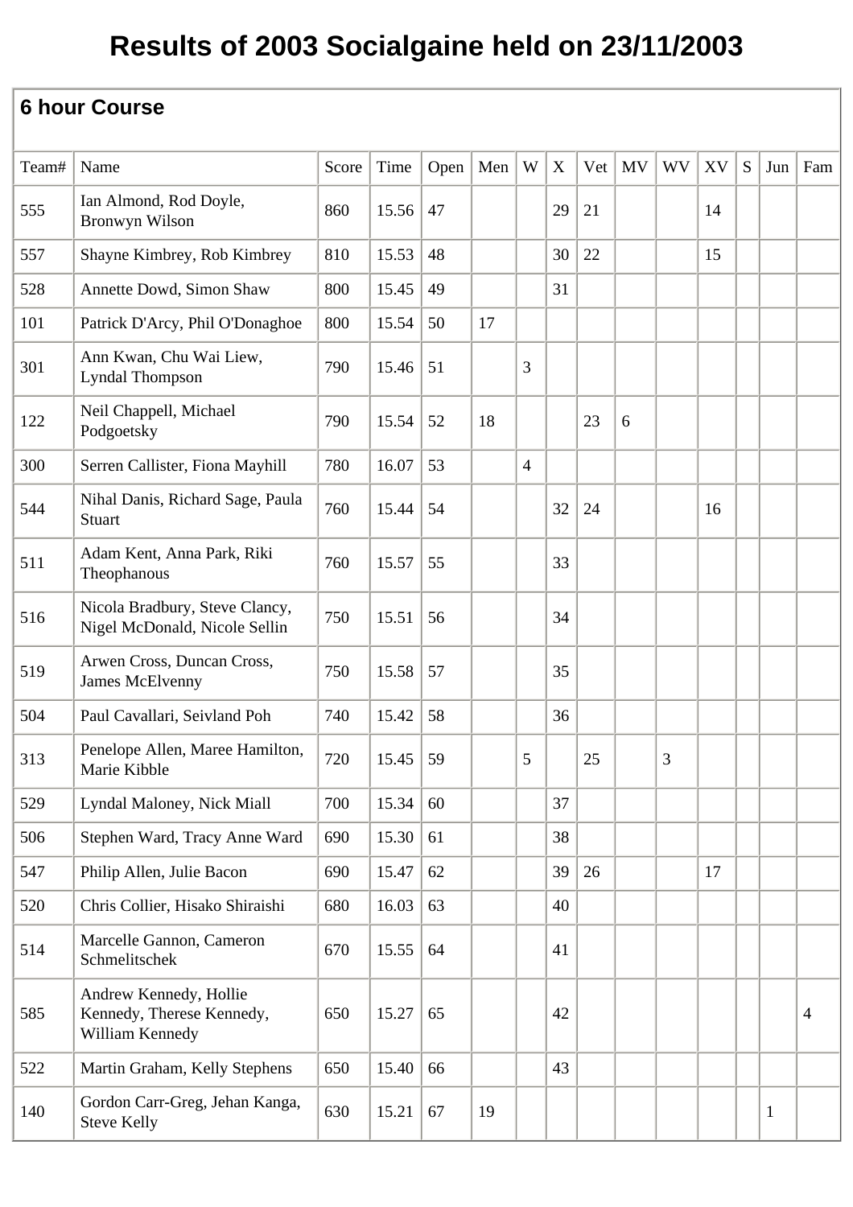# Results of 2003 Socialgaine held on 23/11/2003

## 6 hour Course

| Team# | Name | Score | Time | Open | Men | W | X | Vet | MV | WV | XV | S | Jun | Fam |
|---|---|---|---|---|---|---|---|---|---|---|---|---|---|---|
| 555 | Ian Almond, Rod Doyle, Bronwyn Wilson | 860 | 15.56 | 47 | | | 29 | 21 | | | 14 | | | |
| 557 | Shayne Kimbrey, Rob Kimbrey | 810 | 15.53 | 48 | | | 30 | 22 | | | 15 | | | |
| 528 | Annette Dowd, Simon Shaw | 800 | 15.45 | 49 | | | 31 | | | | | | | |
| 101 | Patrick D'Arcy, Phil O'Donaghoe | 800 | 15.54 | 50 | 17 | | | | | | | | | |
| 301 | Ann Kwan, Chu Wai Liew, Lyndal Thompson | 790 | 15.46 | 51 | | 3 | | | | | | | | |
| 122 | Neil Chappell, Michael Podgoetsky | 790 | 15.54 | 52 | 18 | | | 23 | 6 | | | | | |
| 300 | Serren Callister, Fiona Mayhill | 780 | 16.07 | 53 | | 4 | | | | | | | | |
| 544 | Nihal Danis, Richard Sage, Paula Stuart | 760 | 15.44 | 54 | | | 32 | 24 | | | 16 | | | |
| 511 | Adam Kent, Anna Park, Riki Theophanous | 760 | 15.57 | 55 | | | 33 | | | | | | | |
| 516 | Nicola Bradbury, Steve Clancy, Nigel McDonald, Nicole Sellin | 750 | 15.51 | 56 | | | 34 | | | | | | | |
| 519 | Arwen Cross, Duncan Cross, James McElvenny | 750 | 15.58 | 57 | | | 35 | | | | | | | |
| 504 | Paul Cavallari, Seivland Poh | 740 | 15.42 | 58 | | | 36 | | | | | | | |
| 313 | Penelope Allen, Maree Hamilton, Marie Kibble | 720 | 15.45 | 59 | | 5 | | 25 | | 3 | | | | |
| 529 | Lyndal Maloney, Nick Miall | 700 | 15.34 | 60 | | | 37 | | | | | | | |
| 506 | Stephen Ward, Tracy Anne Ward | 690 | 15.30 | 61 | | | 38 | | | | | | | |
| 547 | Philip Allen, Julie Bacon | 690 | 15.47 | 62 | | | 39 | 26 | | | 17 | | | |
| 520 | Chris Collier, Hisako Shiraishi | 680 | 16.03 | 63 | | | 40 | | | | | | | |
| 514 | Marcelle Gannon, Cameron Schmelitschek | 670 | 15.55 | 64 | | | 41 | | | | | | | |
| 585 | Andrew Kennedy, Hollie Kennedy, Therese Kennedy, William Kennedy | 650 | 15.27 | 65 | | | 42 | | | | | | | 4 |
| 522 | Martin Graham, Kelly Stephens | 650 | 15.40 | 66 | | | 43 | | | | | | | |
| 140 | Gordon Carr-Greg, Jehan Kanga, Steve Kelly | 630 | 15.21 | 67 | 19 | | | | | | | | 1 | |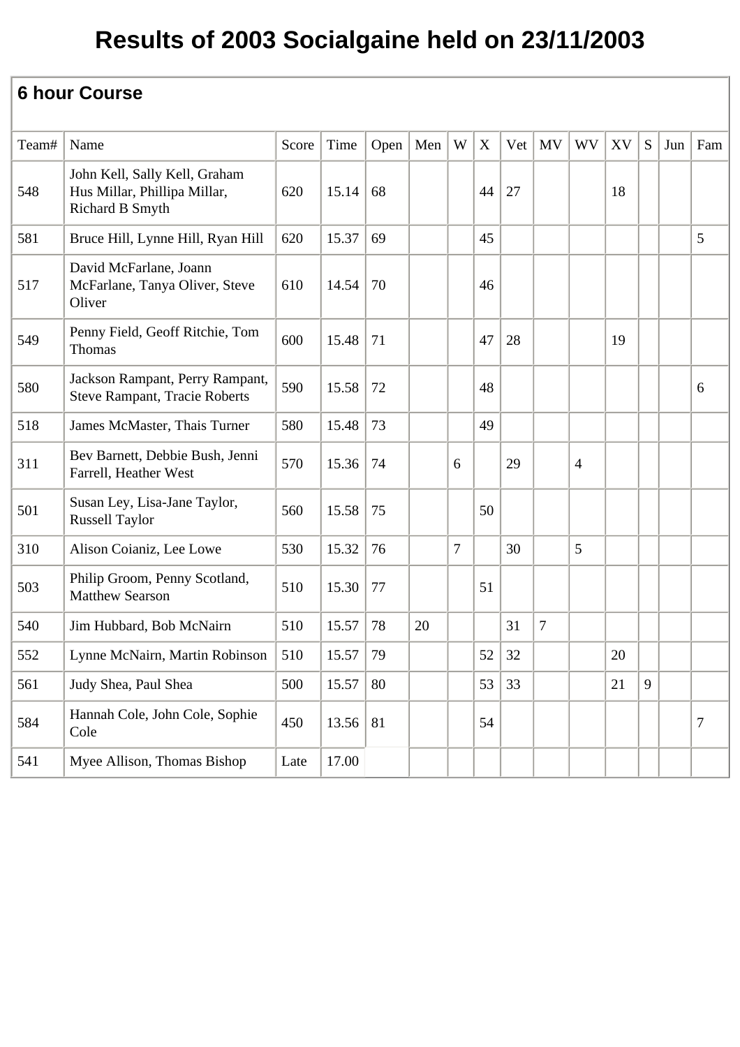# Results of 2003 Socialgaine held on 23/11/2003

## 6 hour Course

| Team# | Name | Score | Time | Open | Men | W | X | Vet | MV | WV | XV | S | Jun | Fam |
|---|---|---|---|---|---|---|---|---|---|---|---|---|---|---|
| 548 | John Kell, Sally Kell, Graham Hus Millar, Phillipa Millar, Richard B Smyth | 620 | 15.14 | 68 | | | 44 | 27 | | | 18 | | | |
| 581 | Bruce Hill, Lynne Hill, Ryan Hill | 620 | 15.37 | 69 | | | 45 | | | | | | | 5 |
| 517 | David McFarlane, Joann McFarlane, Tanya Oliver, Steve Oliver | 610 | 14.54 | 70 | | | 46 | | | | | | | |
| 549 | Penny Field, Geoff Ritchie, Tom Thomas | 600 | 15.48 | 71 | | | 47 | 28 | | | 19 | | | |
| 580 | Jackson Rampant, Perry Rampant, Steve Rampant, Tracie Roberts | 590 | 15.58 | 72 | | | 48 | | | | | | | 6 |
| 518 | James McMaster, Thais Turner | 580 | 15.48 | 73 | | | 49 | | | | | | | |
| 311 | Bev Barnett, Debbie Bush, Jenni Farrell, Heather West | 570 | 15.36 | 74 | | 6 | | 29 | | 4 | | | | |
| 501 | Susan Ley, Lisa-Jane Taylor, Russell Taylor | 560 | 15.58 | 75 | | | 50 | | | | | | | |
| 310 | Alison Coianiz, Lee Lowe | 530 | 15.32 | 76 | | 7 | | 30 | | 5 | | | | |
| 503 | Philip Groom, Penny Scotland, Matthew Searson | 510 | 15.30 | 77 | | | 51 | | | | | | | |
| 540 | Jim Hubbard, Bob McNairn | 510 | 15.57 | 78 | 20 | | | 31 | 7 | | | | | |
| 552 | Lynne McNairn, Martin Robinson | 510 | 15.57 | 79 | | | 52 | 32 | | | 20 | | | |
| 561 | Judy Shea, Paul Shea | 500 | 15.57 | 80 | | | 53 | 33 | | | 21 | 9 | | |
| 584 | Hannah Cole, John Cole, Sophie Cole | 450 | 13.56 | 81 | | | 54 | | | | | | | 7 |
| 541 | Myee Allison, Thomas Bishop | Late | 17.00 | | | | | | | | | | | |